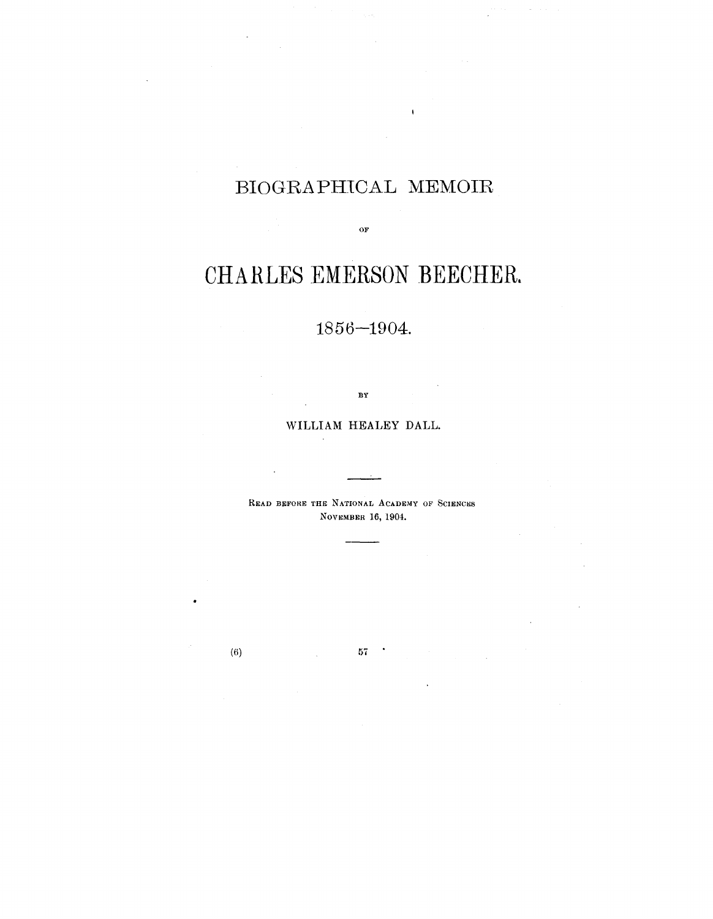# BIOGRAPHICAL MEMOIR

OF

# CHARLES EMERSON BEECHER.

## 1856–1904.

BY

WILLIAM HEALEY DALL.

---

READ BEFORE THE NATIONAL ACADEMY OF SCIENCES
NOVEMBER 16, 1904.

---

(6)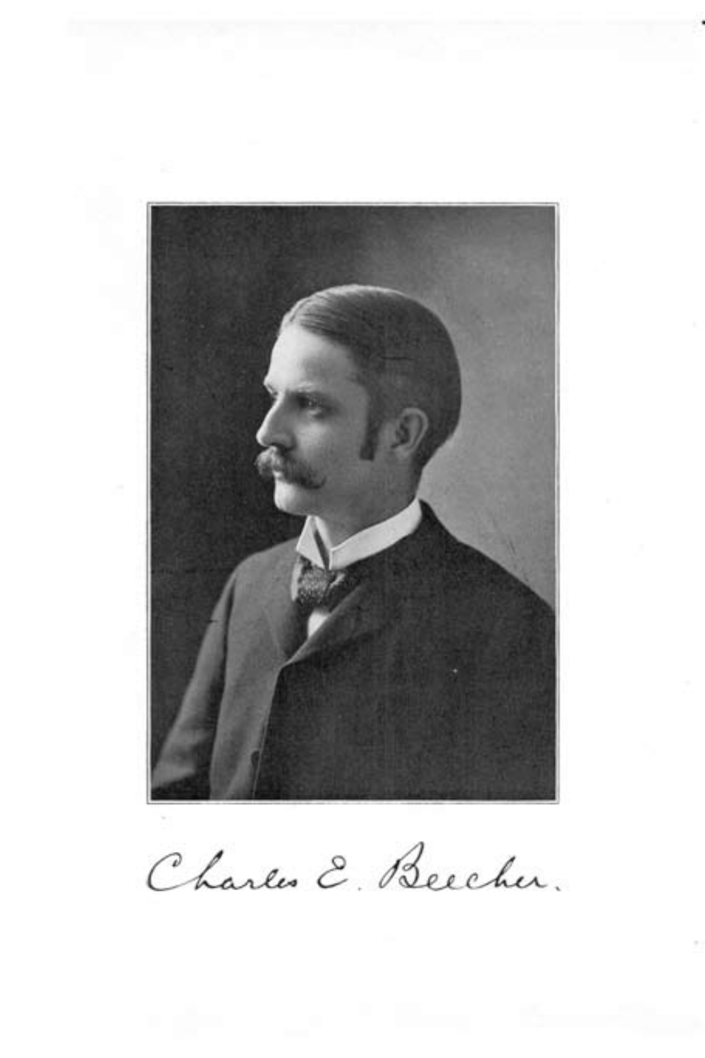Charles E. Beecher.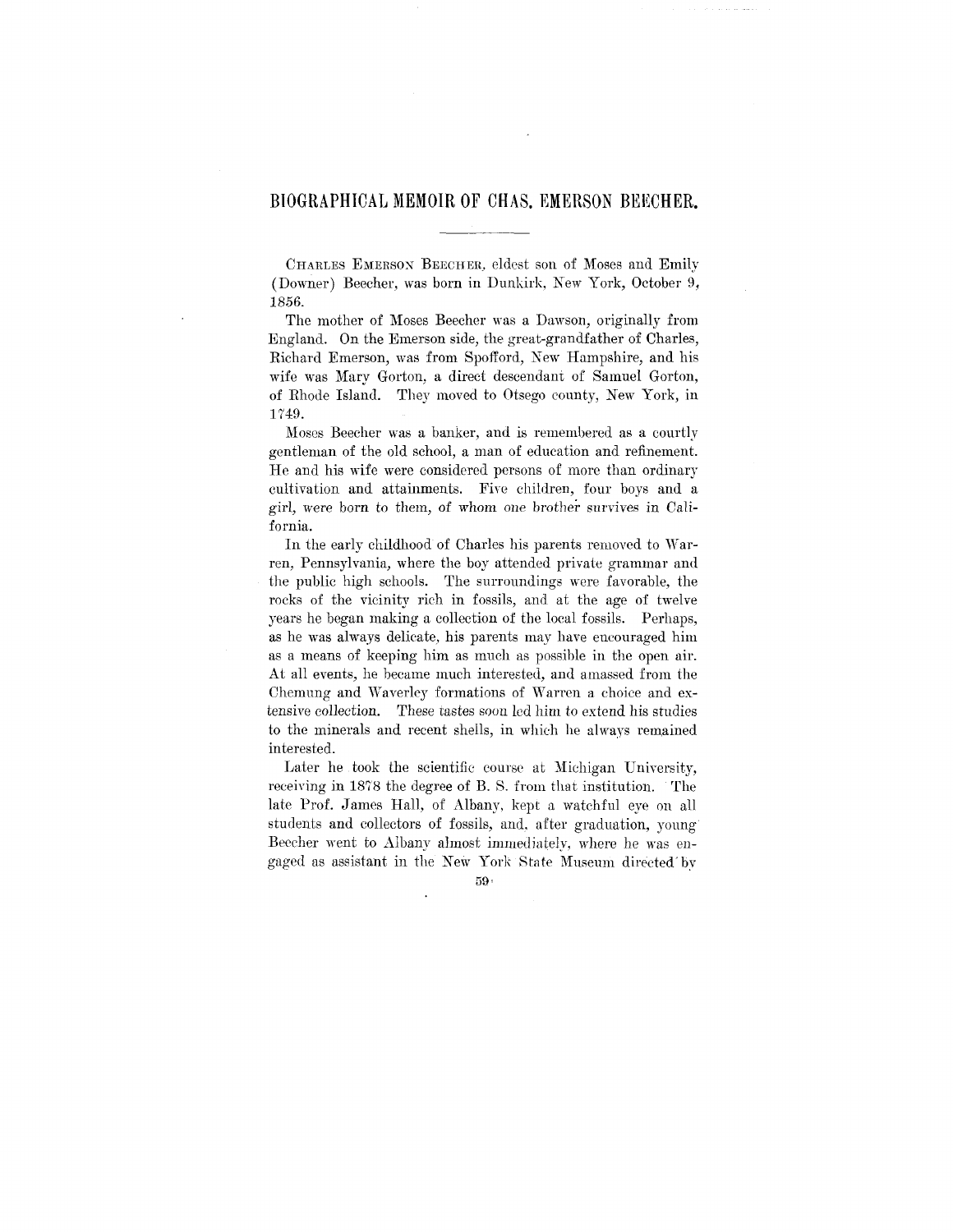# BIOGRAPHICAL MEMOIR OF CHAS. EMERSON BEECHER.

CHARLES EMERSON BEECHER, eldest son of Moses and Emily (Downer) Beecher, was born in Dunkirk, New York, October 9, 1856.

The mother of Moses Beecher was a Dawson, originally from England. On the Emerson side, the great-grandfather of Charles, Richard Emerson, was from Spofford, New Hampshire, and his wife was Mary Gorton, a direct descendant of Samuel Gorton, of Rhode Island. They moved to Otsego county, New York, in 1749.

Moses Beecher was a banker, and is remembered as a courtly gentleman of the old school, a man of education and refinement. He and his wife were considered persons of more than ordinary cultivation and attainments. Five children, four boys and a girl, were born to them, of whom one brother survives in California.

In the early childhood of Charles his parents removed to Warren, Pennsylvania, where the boy attended private grammar and the public high schools. The surroundings were favorable, the rocks of the vicinity rich in fossils, and at the age of twelve years he began making a collection of the local fossils. Perhaps, as he was always delicate, his parents may have encouraged him as a means of keeping him as much as possible in the open air. At all events, he became much interested, and amassed from the Chemung and Waverley formations of Warren a choice and extensive collection. These tastes soon led him to extend his studies to the minerals and recent shells, in which he always remained interested.

Later he took the scientific course at Michigan University, receiving in 1878 the degree of B. S. from that institution. The late Prof. James Hall, of Albany, kept a watchful eye on all students and collectors of fossils, and, after graduation, young Beecher went to Albany almost immediately, where he was engaged as assistant in the New York State Museum directed by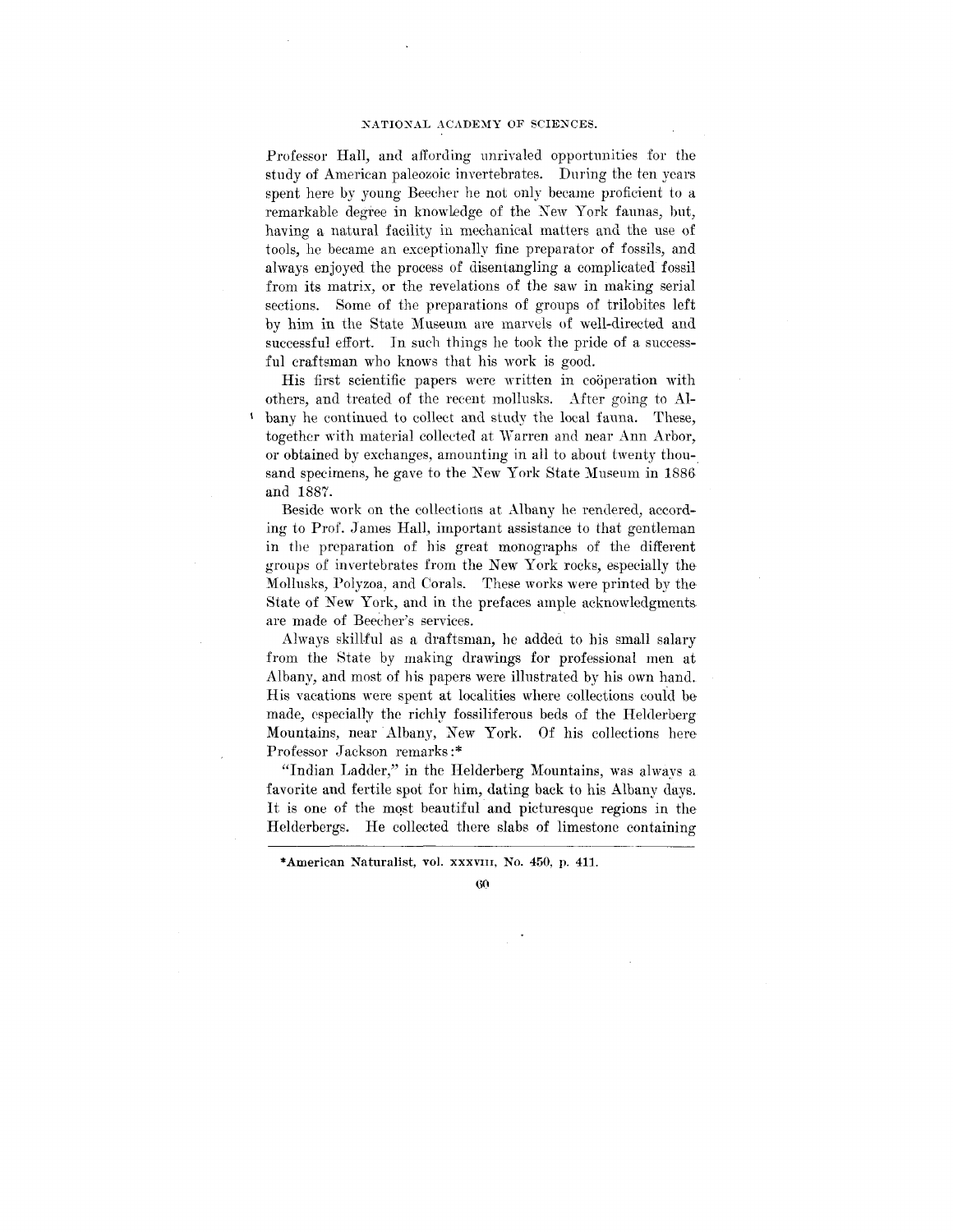Professor Hall, and affording unrivaled opportunities for the study of American paleozoic invertebrates. During the ten years spent here by young Beecher he not only became proficient to a remarkable degree in knowledge of the New York faunas, but, having a natural facility in mechanical matters and the use of tools, he became an exceptionally fine preparator of fossils, and always enjoyed the process of disentangling a complicated fossil from its matrix, or the revelations of the saw in making serial sections. Some of the preparations of groups of trilobites left by him in the State Museum are marvels of well-directed and successful effort. In such things he took the pride of a successful craftsman who knows that his work is good.

His first scientific papers were written in coöperation with others, and treated of the recent mollusks. After going to Albany he continued to collect and study the local fauna. These, together with material collected at Warren and near Ann Arbor, or obtained by exchanges, amounting in all to about twenty thousand specimens, he gave to the New York State Museum in 1886 and 1887.

Beside work on the collections at Albany he rendered, according to Prof. James Hall, important assistance to that gentleman in the preparation of his great monographs of the different groups of invertebrates from the New York rocks, especially the Mollusks, Polyzoa, and Corals. These works were printed by the State of New York, and in the prefaces ample acknowledgments are made of Beecher's services.

Always skillful as a draftsman, he added to his small salary from the State by making drawings for professional men at Albany, and most of his papers were illustrated by his own hand. His vacations were spent at localities where collections could be made, especially the richly fossiliferous beds of the Helderberg Mountains, near Albany, New York. Of his collections here Professor Jackson remarks:*

"Indian Ladder," in the Helderberg Mountains, was always a favorite and fertile spot for him, dating back to his Albany days. It is one of the most beautiful and picturesque regions in the Helderbergs. He collected there slabs of limestone containing

*American Naturalist, vol. XXXVIII, No. 450, p. 411.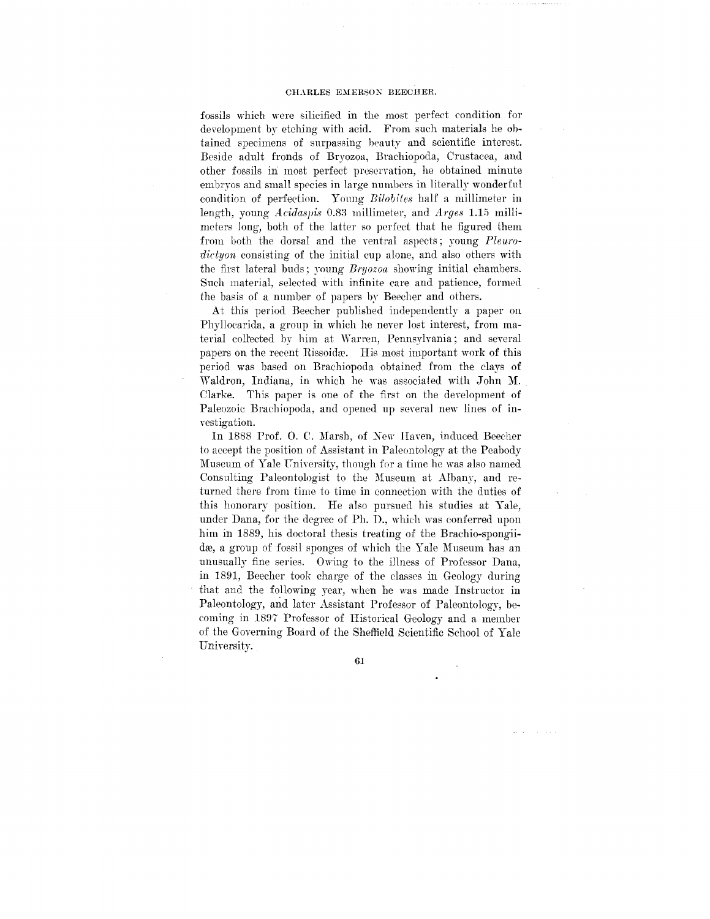fossils which were silicified in the most perfect condition for development by etching with acid. From such materials he obtained specimens of surpassing beauty and scientific interest. Beside adult fronds of Bryozoa, Brachiopoda, Crustacea, and other fossils in most perfect preservation, he obtained minute embryos and small species in large numbers in literally wonderful condition of perfection. Young *Bilobites* half a millimeter in length, young *Acidaspis* 0.83 millimeter, and *Arges* 1.15 millimeters long, both of the latter so perfect that he figured them from both the dorsal and the ventral aspects; young *Pleurodictyon* consisting of the initial cup alone, and also others with the first lateral buds; young *Bryozoa* showing initial chambers. Such material, selected with infinite care and patience, formed the basis of a number of papers by Beecher and others.

At this period Beecher published independently a paper on Phyllocarida, a group in which he never lost interest, from material collected by him at Warren, Pennsylvania; and several papers on the recent Rissoidæ. His most important work of this period was based on Brachiopoda obtained from the clays of Waldron, Indiana, in which he was associated with John M. Clarke. This paper is one of the first on the development of Paleozoic Brachiopoda, and opened up several new lines of investigation.

In 1888 Prof. O. C. Marsh, of New Haven, induced Beecher to accept the position of Assistant in Paleontology at the Peabody Museum of Yale University, though for a time he was also named Consulting Paleontologist to the Museum at Albany, and returned there from time to time in connection with the duties of this honorary position. He also pursued his studies at Yale, under Dana, for the degree of Ph. D., which was conferred upon him in 1889, his doctoral thesis treating of the Brachio-spongiidæ, a group of fossil sponges of which the Yale Museum has an unusually fine series. Owing to the illness of Professor Dana, in 1891, Beecher took charge of the classes in Geology during that and the following year, when he was made Instructor in Paleontology, and later Assistant Professor of Paleontology, becoming in 1897 Professor of Historical Geology and a member of the Governing Board of the Sheffield Scientific School of Yale University.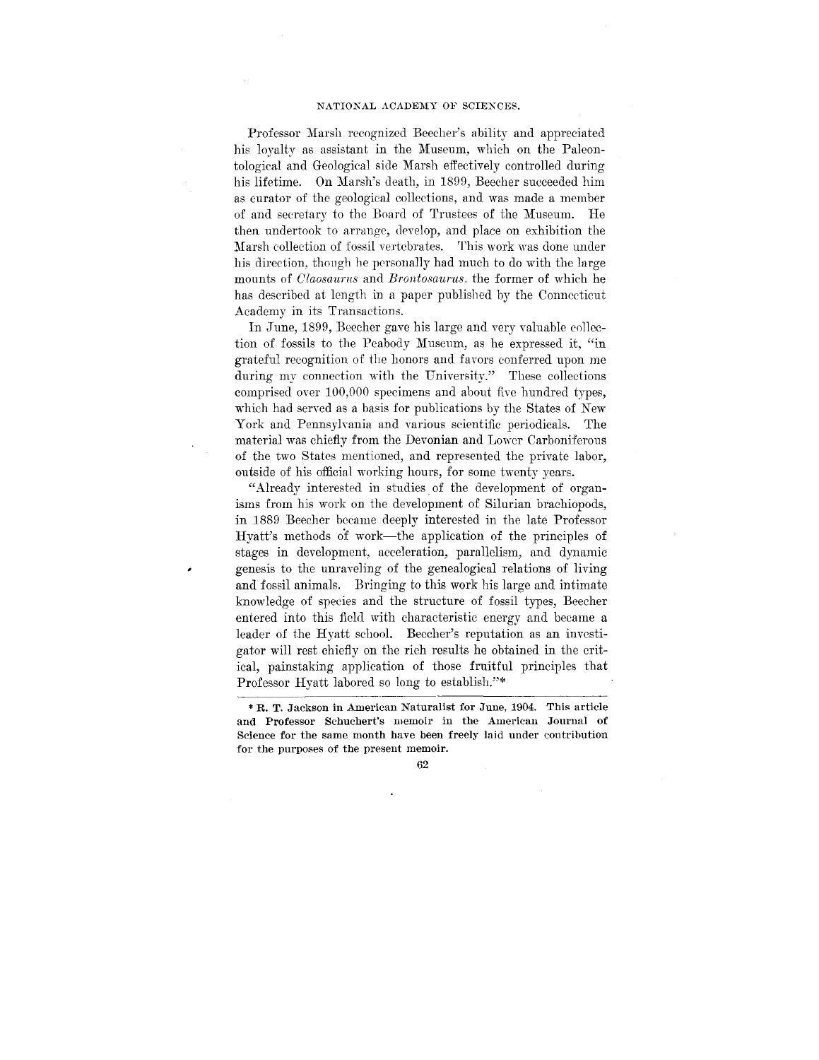Professor Marsh recognized Beecher's ability and appreciated his loyalty as assistant in the Museum, which on the Paleontological and Geological side Marsh effectively controlled during his lifetime. On Marsh's death, in 1899, Beecher succeeded him as curator of the geological collections, and was made a member of and secretary to the Board of Trustees of the Museum. He then undertook to arrange, develop, and place on exhibition the Marsh collection of fossil vertebrates. This work was done under his direction, though he personally had much to do with the large mounts of *Claosaurus* and *Brontosaurus*, the former of which he has described at length in a paper published by the Connecticut Academy in its Transactions.

In June, 1899, Beecher gave his large and very valuable collection of fossils to the Peabody Museum, as he expressed it, "in grateful recognition of the honors and favors conferred upon me during my connection with the University." These collections comprised over 100,000 specimens and about five hundred types, which had served as a basis for publications by the States of New York and Pennsylvania and various scientific periodicals. The material was chiefly from the Devonian and Lower Carboniferous of the two States mentioned, and represented the private labor, outside of his official working hours, for some twenty years.

"Already interested in studies of the development of organisms from his work on the development of Silurian brachiopods, in 1889 Beecher became deeply interested in the late Professor Hyatt's methods of work—the application of the principles of stages in development, acceleration, parallelism, and dynamic genesis to the unraveling of the genealogical relations of living and fossil animals. Bringing to this work his large and intimate knowledge of species and the structure of fossil types, Beecher entered into this field with characteristic energy and became a leader of the Hyatt school. Beecher's reputation as an investigator will rest chiefly on the rich results he obtained in the critical, painstaking application of those fruitful principles that Professor Hyatt labored so long to establish."*

---

* R. T. Jackson in American Naturalist for June, 1904. This article and Professor Schuchert's memoir in the American Journal of Science for the same month have been freely laid under contribution for the purposes of the present memoir.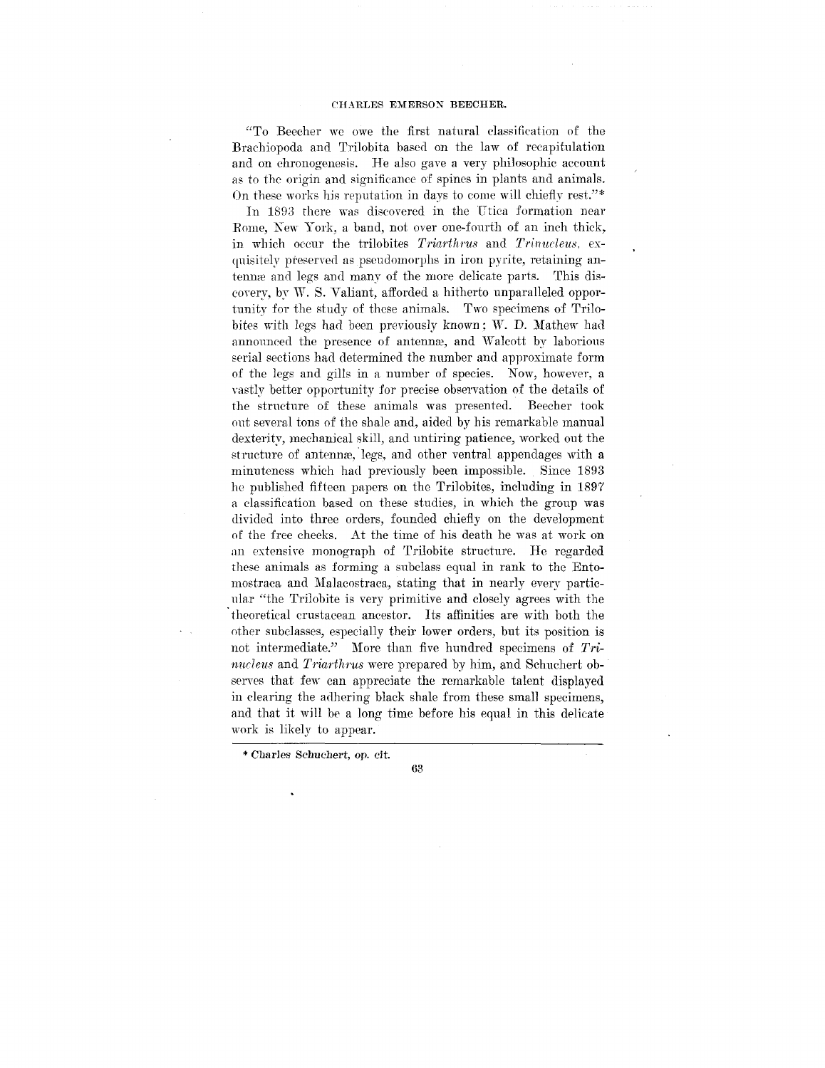"To Beecher we owe the first natural classification of the Brachiopoda and Trilobita based on the law of recapitulation and on chronogenesis. He also gave a very philosophic account as to the origin and significance of spines in plants and animals. On these works his reputation in days to come will chiefly rest."*

In 1893 there was discovered in the Utica formation near Rome, New York, a band, not over one-fourth of an inch thick, in which occur the trilobites *Triarthrus* and *Trinucleus*, exquisitely preserved as pseudomorphs in iron pyrite, retaining antennæ and legs and many of the more delicate parts. This discovery, by W. S. Valiant, afforded a hitherto unparalleled opportunity for the study of these animals. Two specimens of Trilobites with legs had been previously known; W. D. Mathew had announced the presence of antennæ, and Walcott by laborious serial sections had determined the number and approximate form of the legs and gills in a number of species. Now, however, a vastly better opportunity for precise observation of the details of the structure of these animals was presented. Beecher took out several tons of the shale and, aided by his remarkable manual dexterity, mechanical skill, and untiring patience, worked out the structure of antennæ, legs, and other ventral appendages with a minuteness which had previously been impossible. Since 1893 he published fifteen papers on the Trilobites, including in 1897 a classification based on these studies, in which the group was divided into three orders, founded chiefly on the development of the free cheeks. At the time of his death he was at work on an extensive monograph of Trilobite structure. He regarded these animals as forming a subclass equal in rank to the Entomostraca and Malacostraca, stating that in nearly every particular "the Trilobite is very primitive and closely agrees with the theoretical crustacean ancestor. Its affinities are with both the other subclasses, especially their lower orders, but its position is not intermediate." More than five hundred specimens of *Trinucleus* and *Triarthrus* were prepared by him, and Schuchert observes that few can appreciate the remarkable talent displayed in clearing the adhering black shale from these small specimens, and that it will be a long time before his equal in this delicate work is likely to appear.

---

\* Charles Schuchert, *op. cit.*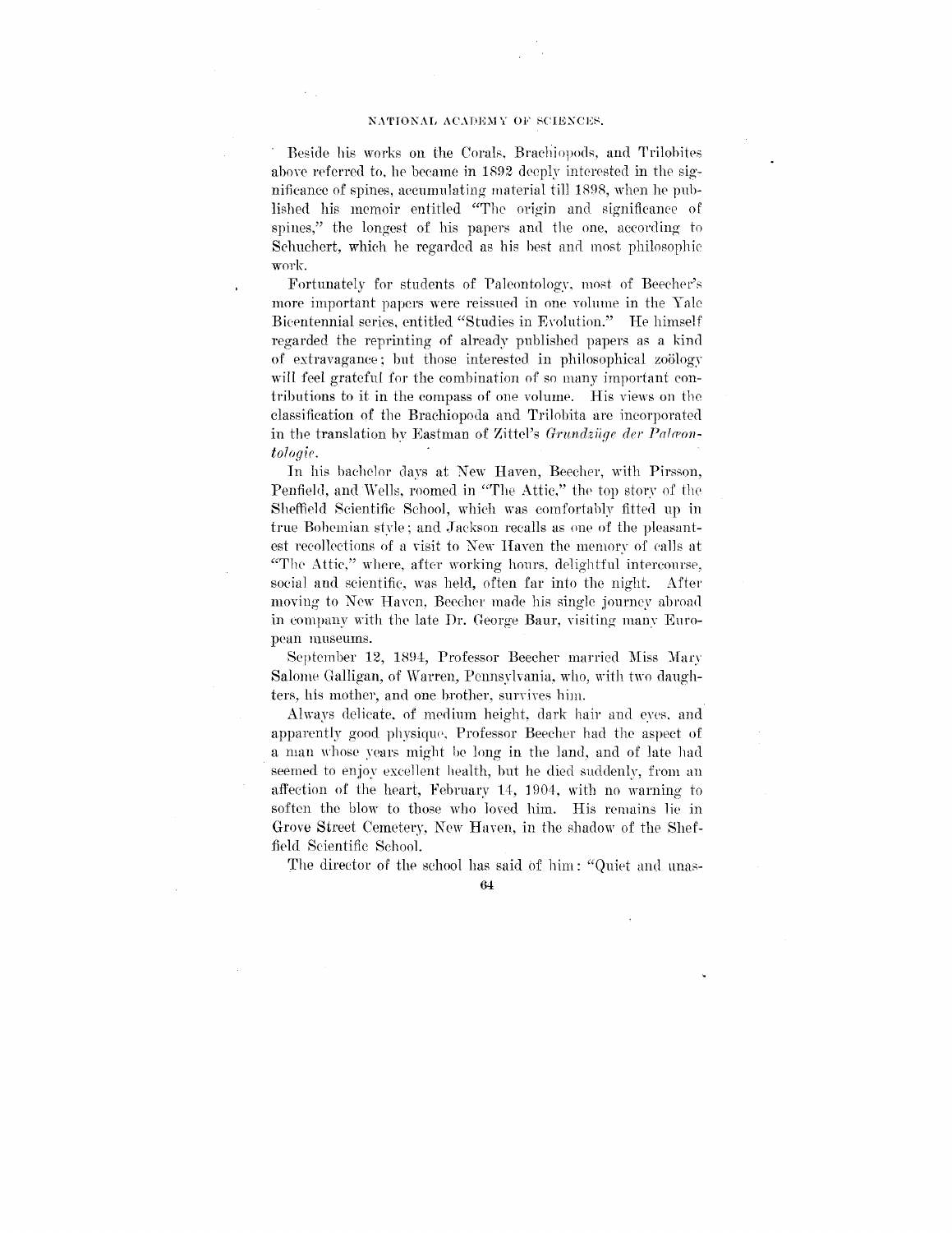Beside his works on the Corals, Brachiopods, and Trilobites above referred to, he became in 1892 deeply interested in the significance of spines, accumulating material till 1898, when he published his memoir entitled "The origin and significance of spines," the longest of his papers and the one, according to Schuchert, which he regarded as his best and most philosophic work.

Fortunately for students of Paleontology, most of Beecher's more important papers were reissued in one volume in the Yale Bicentennial series, entitled "Studies in Evolution." He himself regarded the reprinting of already published papers as a kind of extravagance; but those interested in philosophical zoölogy will feel grateful for the combination of so many important contributions to it in the compass of one volume. His views on the classification of the Brachiopoda and Trilobita are incorporated in the translation by Eastman of Zittel's *Grundzüge der Palæontologie*.

In his bachelor days at New Haven, Beecher, with Pirsson, Penfield, and Wells, roomed in "The Attic," the top story of the Sheffield Scientific School, which was comfortably fitted up in true Bohemian style; and Jackson recalls as one of the pleasantest recollections of a visit to New Haven the memory of calls at "The Attic," where, after working hours, delightful intercourse, social and scientific, was held, often far into the night. After moving to New Haven, Beecher made his single journey abroad in company with the late Dr. George Baur, visiting many European museums.

September 12, 1894, Professor Beecher married Miss Mary Salome Galligan, of Warren, Pennsylvania, who, with two daughters, his mother, and one brother, survives him.

Always delicate, of medium height, dark hair and eyes, and apparently good physique, Professor Beecher had the aspect of a man whose years might be long in the land, and of late had seemed to enjoy excellent health, but he died suddenly, from an affection of the heart, February 14, 1904, with no warning to soften the blow to those who loved him. His remains lie in Grove Street Cemetery, New Haven, in the shadow of the Sheffield Scientific School.

The director of the school has said of him: "Quiet and unas-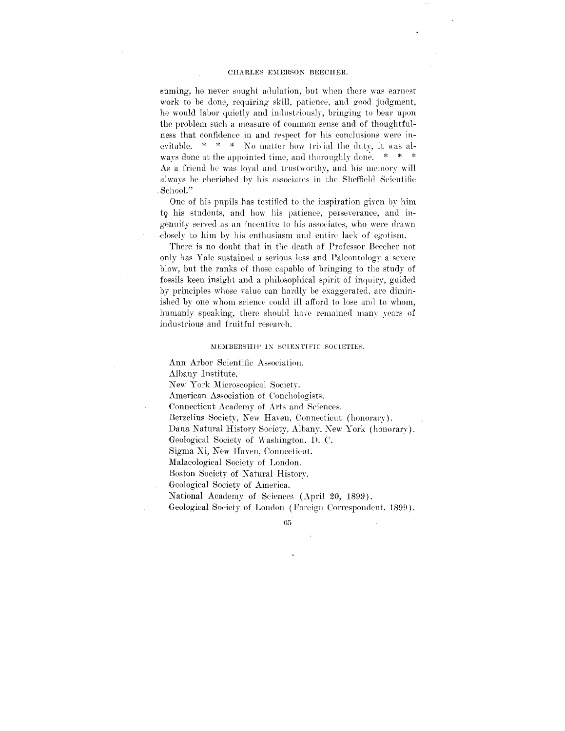suming, he never sought adulation, but when there was earnest work to be done, requiring skill, patience, and good judgment, he would labor quietly and industriously, bringing to bear upon the problem such a measure of common sense and of thoughtfulness that confidence in and respect for his conclusions were inevitable. * * * No matter how trivial the duty, it was always done at the appointed time, and thoroughly done. * * * As a friend he was loyal and trustworthy, and his memory will always be cherished by his associates in the Sheffield Scientific School."

One of his pupils has testified to the inspiration given by him to his students, and how his patience, perseverance, and ingenuity served as an incentive to his associates, who were drawn closely to him by his enthusiasm and entire lack of egotism.

There is no doubt that in the death of Professor Beecher not only has Yale sustained a serious loss and Paleontology a severe blow, but the ranks of those capable of bringing to the study of fossils keen insight and a philosophical spirit of inquiry, guided by principles whose value can hardly be exaggerated, are diminished by one whom science could ill afford to lose and to whom, humanly speaking, there should have remained many years of industrious and fruitful research.

## MEMBERSHIP IN SCIENTIFIC SOCIETIES.

Ann Arbor Scientific Association.
Albany Institute.
New York Microscopical Society.
American Association of Conchologists.
Connecticut Academy of Arts and Sciences.
Berzelius Society, New Haven, Connecticut (honorary).
Dana Natural History Society, Albany, New York (honorary).
Geological Society of Washington, D. C.
Sigma Xi, New Haven, Connecticut.
Malacological Society of London.
Boston Society of Natural History.
Geological Society of America.
National Academy of Sciences (April 20, 1899).
Geological Society of London (Foreign Correspondent, 1899).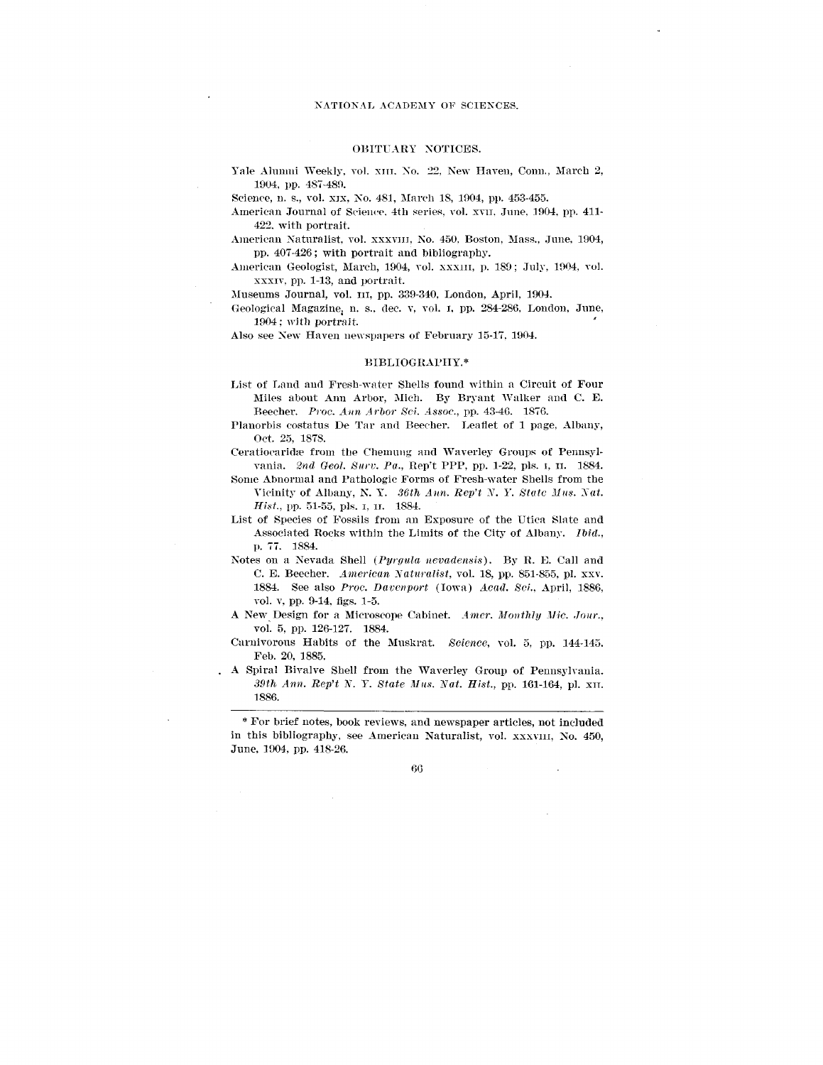## OBITUARY NOTICES.

Yale Alumni Weekly, vol. XIII, No. 22, New Haven, Conn., March 2, 1904, pp. 487-489.

Science, n. s., vol. XIX, No. 481, March 18, 1904, pp. 453-455.

American Journal of Science, 4th series, vol. XVII, June, 1904, pp. 411-422, with portrait.

American Naturalist, vol. XXXVIII, No. 450, Boston, Mass., June, 1904, pp. 407-426; with portrait and bibliography.

American Geologist, March, 1904, vol. XXXIII, p. 189; July, 1904, vol. XXXIV, pp. 1-13, and portrait.

Museums Journal, vol. III, pp. 339-340, London, April, 1904.

Geological Magazine, n. s., dec. V, vol. I, pp. 284-286, London, June, 1904; with portrait.

Also see New Haven newspapers of February 15-17, 1904.

## BIBLIOGRAPHY.*

List of Land and Fresh-water Shells found within a Circuit of Four Miles about Ann Arbor, Mich. By Bryant Walker and C. E. Beecher. *Proc. Ann Arbor Sci. Assoc.*, pp. 43-46. 1876.

Planorbis costatus De Tar and Beecher. Leaflet of 1 page, Albany, Oct. 25, 1878.

Ceratiocaridæ from the Chemung and Waverley Groups of Pennsylvania. *2nd Geol. Surv. Pa.*, Rep't PPP, pp. 1-22, pls. I, II. 1884.

Some Abnormal and Pathologic Forms of Fresh-water Shells from the Vicinity of Albany, N. Y. *36th Ann. Rep't N. Y. State Mus. Nat. Hist.*, pp. 51-55, pls. I, II. 1884.

List of Species of Fossils from an Exposure of the Utica Slate and Associated Rocks within the Limits of the City of Albany. *Ibid.*, p. 77. 1884.

Notes on a Nevada Shell (*Pyrgula nevadensis*). By R. E. Call and C. E. Beecher. *American Naturalist*, vol. 18, pp. 851-855, pl. XXV. 1884. See also *Proc. Davenport* (Iowa) *Acad. Sci.*, April, 1886, vol. V, pp. 9-14, figs. 1-5.

A New Design for a Microscope Cabinet. *Amer. Monthly Mic. Jour.*, vol. 5, pp. 126-127. 1884.

Carnivorous Habits of the Muskrat. *Science*, vol. 5, pp. 144-145. Feb. 20, 1885.

A Spiral Bivalve Shell from the Waverley Group of Pennsylvania. *39th Ann. Rep't N. Y. State Mus. Nat. Hist.*, pp. 161-164, pl. XII. 1886.

---

\* For brief notes, book reviews, and newspaper articles, not included in this bibliography, see American Naturalist, vol. XXXVIII, No. 450, June, 1904, pp. 418-26.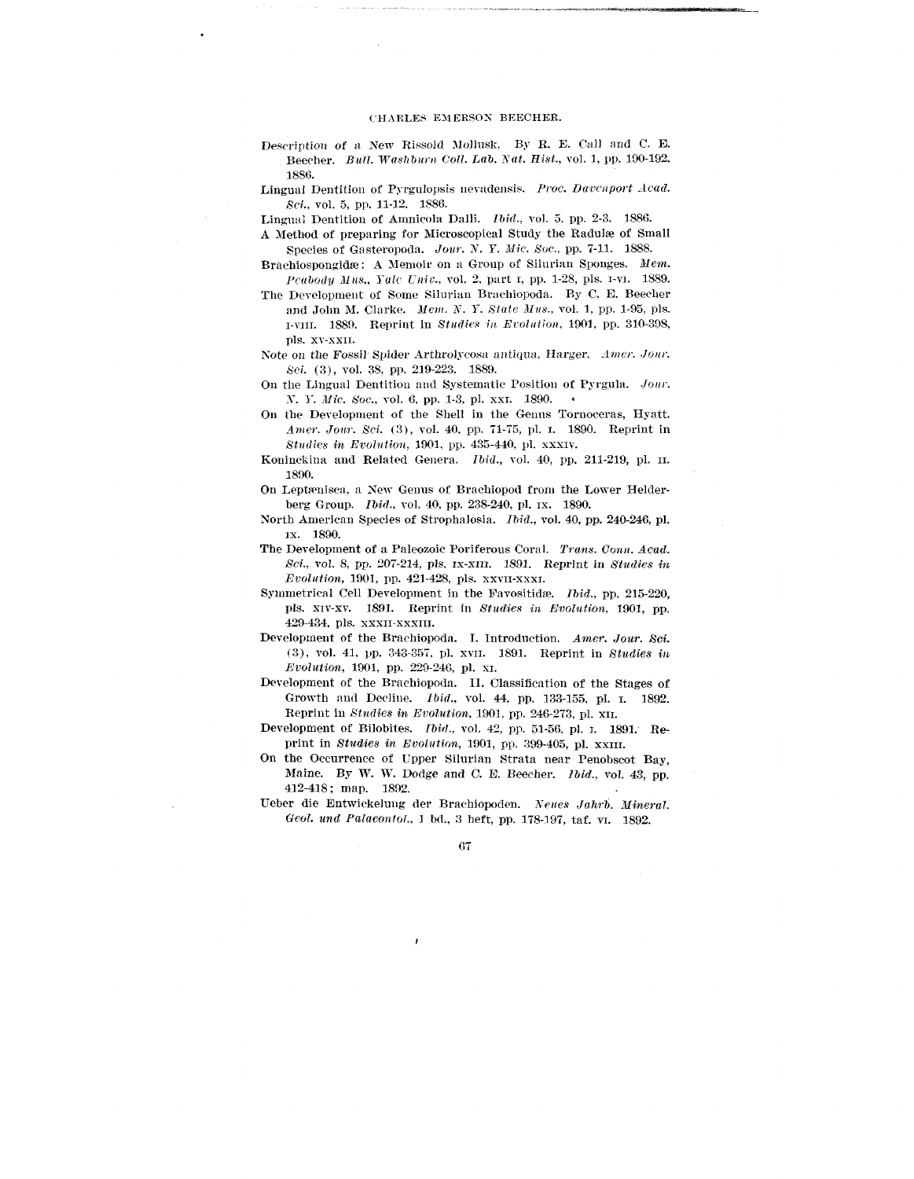Description of a New Rissoid Mollusk. By R. E. Call and C. E. Beecher. *Bull. Washburn Coll. Lab. Nat. Hist.*, vol. 1, pp. 190-192. 1886.

Lingual Dentition of Pyrgulopsis nevadensis. *Proc. Davenport Acad. Sci.*, vol. 5, pp. 11-12. 1886.

Lingual Dentition of Amnicola Dalli. *Ibid.*, vol. 5. pp. 2-3. 1886.

A Method of preparing for Microscopical Study the Radulæ of Small Species of Gasteropoda. *Jour. N. Y. Mic. Soc.*, pp. 7-11. 1888.

Brachiospongidæ: A Memoir on a Group of Silurian Sponges. *Mem. Peabody Mus., Yale Univ.*, vol. 2, part I, pp. 1-28, pls. I-VI. 1889.

The Development of Some Silurian Brachiopoda. By C. E. Beecher and John M. Clarke. *Mem. N. Y. State Mus.*, vol. 1, pp. 1-95, pls. I-VIII. 1889. Reprint in *Studies in Evolution*, 1901, pp. 310-398, pls. XV-XXII.

Note on the Fossil Spider Arthrolycosa antiqua, Harger. *Amer. Jour. Sci.* (3), vol. 38, pp. 219-223. 1889.

On the Lingual Dentition and Systematic Position of Pyrgula. *Jour. N. Y. Mic. Soc.*, vol. 6, pp. 1-3, pl. XXI. 1890.

On the Development of the Shell in the Genus Tornoceras, Hyatt. *Amer. Jour. Sci.* (3), vol. 40, pp. 71-75, pl. I. 1890. Reprint in *Studies in Evolution*, 1901, pp. 435-440, pl. XXXIV.

Koninckina and Related Genera. *Ibid.*, vol. 40, pp. 211-219, pl. II. 1890.

On Leptænisca, a New Genus of Brachiopod from the Lower Helderberg Group. *Ibid.*, vol. 40, pp. 238-240, pl. IX. 1890.

North American Species of Strophalosia. *Ibid.*, vol. 40, pp. 240-246, pl. IX. 1890.

The Development of a Paleozoic Poriferous Coral. *Trans. Conn. Acad. Sci.*, vol. 8, pp. 207-214, pls. IX-XIII. 1891. Reprint in *Studies in Evolution*, 1901, pp. 421-428, pls. XXVII-XXXI.

Symmetrical Cell Development in the Favositidæ. *Ibid.*, pp. 215-220, pls. XIV-XV. 1891. Reprint in *Studies in Evolution*, 1901, pp. 429-434, pls. XXXII-XXXIII.

Development of the Brachiopoda. I. Introduction. *Amer. Jour. Sci.* (3), vol. 41, pp. 343-357, pl. XVII. 1891. Reprint in *Studies in Evolution*, 1901, pp. 229-246, pl. XI.

Development of the Brachiopoda. II. Classification of the Stages of Growth and Decline. *Ibid.*, vol. 44, pp. 133-155, pl. I. 1892. Reprint in *Studies in Evolution*, 1901, pp. 246-273, pl. XII.

Development of Bilobites. *Ibid.*, vol. 42, pp. 51-56, pl. I. 1891. Reprint in *Studies in Evolution*, 1901, pp. 399-405, pl. XXIII.

On the Occurrence of Upper Silurian Strata near Penobscot Bay, Maine. By W. W. Dodge and C. E. Beecher. *Ibid.*, vol. 43, pp. 412-418; map. 1892.

Ueber die Entwickelung der Brachiopoden. *Neues Jahrb. Mineral. Geol. und Palaeontol.*, 1 bd., 3 heft, pp. 178-197, taf. VI. 1892.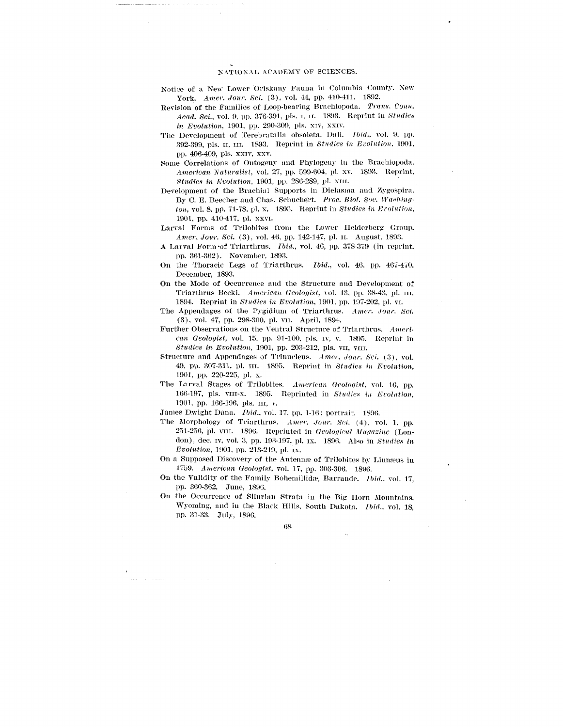Notice of a New Lower Oriskany Fauna in Columbia County. New York. *Amer. Jour. Sci.* (3), vol. 44, pp. 410-411. 1892.

Revision of the Families of Loop-bearing Brachiopoda. *Trans. Conn. Acad. Sci.*, vol. 9, pp. 376-391, pls. I, II. 1893. Reprint in *Studies in Evolution*, 1901, pp. 290-309, pls. XIV, XXIV.

The Development of Terebratalia obsoleta, Dall. *Ibid.*, vol. 9, pp. 392-399, pls. II, III. 1893. Reprint in *Studies in Evolution*, 1901, pp. 406-409, pls. XXIV, XXV.

Some Correlations of Ontogeny and Phylogeny in the Brachiopoda. *American Naturalist*, vol. 27, pp. 599-604, pl. XV. 1893. Reprint, *Studies in Evolution*, 1901, pp. 286-289, pl. XIII.

Development of the Brachial Supports in Dielasma and Zygospira. By C. E. Beecher and Chas. Schuchert. *Proc. Biol. Soc. Washington*, vol. 8, pp. 71-78, pl. X. 1893. Reprint in *Studies in Evolution*, 1901, pp. 410-417, pl. XXVI.

Larval Forms of Trilobites from the Lower Helderberg Group. *Amer. Jour. Sci.* (3), vol. 46, pp. 142-147, pl. II. August, 1893.

A Larval Form of Triarthrus. *Ibid.*, vol. 46, pp. 378-379 (in reprint, pp. 361-362). November, 1893.

On the Thoracic Legs of Triarthrus. *Ibid.*, vol. 46, pp. 467-470. December, 1893.

On the Mode of Occurrence and the Structure and Development of Triarthrus Becki. *American Geologist*, vol. 13, pp. 38-43, pl. III. 1894. Reprint in *Studies in Evolution*, 1901, pp. 197-202, pl. VI.

The Appendages of the Pygidium of Triarthrus. *Amer. Jour. Sci.* (3), vol. 47, pp. 298-300, pl. VII. April, 1894.

Further Observations on the Ventral Structure of Triarthrus. *American Geologist*, vol. 15, pp. 91-100, pls. IV, V. 1895. Reprint in *Studies in Evolution*, 1901, pp. 203-212, pls. VII, VIII.

Structure and Appendages of Trinucleus. *Amer. Jour. Sci.* (3), vol. 49, pp. 307-311, pl. III. 1895. Reprint in *Studies in Evolution*, 1901, pp. 220-225, pl. X.

The Larval Stages of Trilobites. *American Geologist*, vol. 16, pp. 166-197, pls. VIII-X. 1895. Reprinted in *Studies in Evolution*, 1901, pp. 166-196, pls. III, V.

James Dwight Dana. *Ibid.*, vol. 17, pp. 1-16; portrait. 1896.

The Morphology of Triarthrus. *Amer. Jour. Sci.* (4), vol. 1, pp. 251-256, pl. VIII. 1896. Reprinted in *Geological Magazine* (London), dec. IV, vol. 3, pp. 193-197, pl. IX. 1896. Also in *Studies in Evolution*, 1901, pp. 213-219, pl. IX.

On a Supposed Discovery of the Antennæ of Trilobites by Linnæus in 1759. *American Geologist*, vol. 17, pp. 303-306. 1896.

On the Validity of the Family Bohemillidæ, Barrande. *Ibid.*, vol. 17, pp. 360-362. June, 1896.

On the Occurrence of Silurian Strata in the Big Horn Mountains, Wyoming, and in the Black Hills, South Dakota. *Ibid.*, vol. 18, pp. 31-33. July, 1896.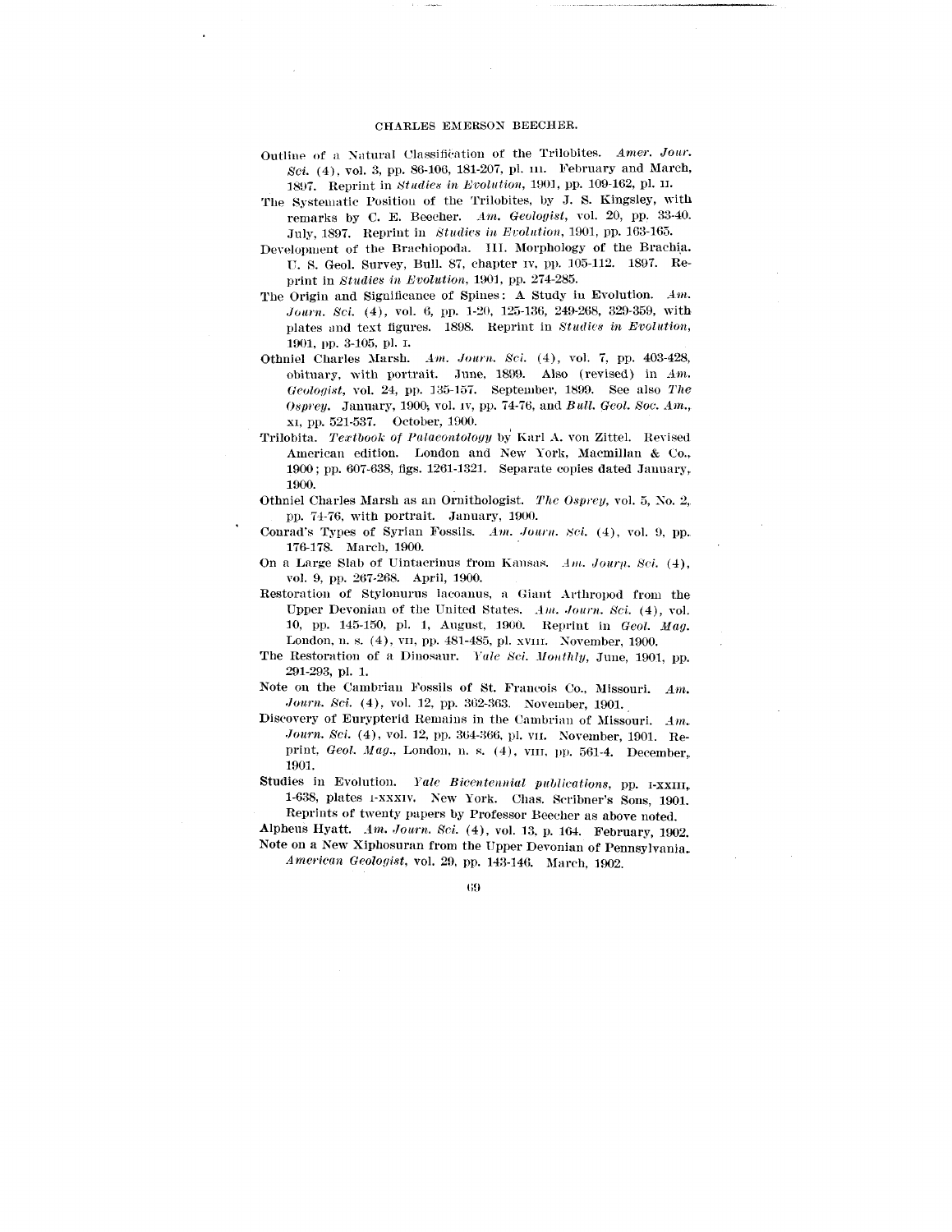Outline of a Natural Classification of the Trilobites. *Amer. Jour. Sci.* (4), vol. 3, pp. 86-106, 181-207, pl. III. February and March, 1897. Reprint in *Studies in Evolution*, 1901, pp. 109-162, pl. II.

The Systematic Position of the Trilobites, by J. S. Kingsley, with remarks by C. E. Beecher. *Am. Geologist*, vol. 20, pp. 33-40. July, 1897. Reprint in *Studies in Evolution*, 1901, pp. 163-165.

Development of the Brachiopoda. III. Morphology of the Brachia. U. S. Geol. Survey, Bull. 87, chapter IV, pp. 105-112. 1897. Reprint in *Studies in Evolution*, 1901, pp. 274-285.

The Origin and Significance of Spines: A Study in Evolution. *Am. Journ. Sci.* (4), vol. 6, pp. 1-20, 125-136, 249-268, 329-359, with plates and text figures. 1898. Reprint in *Studies in Evolution*, 1901, pp. 3-105, pl. I.

Othniel Charles Marsh. *Am. Journ. Sci.* (4), vol. 7, pp. 403-428, obituary, with portrait. June, 1899. Also (revised) in *Am. Geologist*, vol. 24, pp. 135-157. September, 1899. See also *The Osprey*. January, 1900, vol. IV, pp. 74-76, and *Bull. Geol. Soc. Am.*, XI, pp. 521-537. October, 1900.

Trilobita. *Textbook of Palaeontology* by Karl A. von Zittel. Revised American edition. London and New York, Macmillan & Co., 1900; pp. 607-638, figs. 1261-1321. Separate copies dated January, 1900.

Othniel Charles Marsh as an Ornithologist. *The Osprey*, vol. 5, No. 2, pp. 74-76, with portrait. January, 1900.

Conrad's Types of Syrian Fossils. *Am. Journ. Sci.* (4), vol. 9, pp. 176-178. March, 1900.

On a Large Slab of Uintacrinus from Kansas. *Am. Journ. Sci.* (4), vol. 9, pp. 267-268. April, 1900.

Restoration of Stylonurus lacoanus, a Giant Arthropod from the Upper Devonian of the United States. *Am. Journ. Sci.* (4), vol. 10, pp. 145-150, pl. 1, August, 1900. Reprint in *Geol. Mag.* London, n. s. (4), VII, pp. 481-485, pl. XVIII. November, 1900.

The Restoration of a Dinosaur. *Yale Sci. Monthly*, June, 1901, pp. 291-293, pl. 1.

Note on the Cambrian Fossils of St. Francois Co., Missouri. *Am. Journ. Sci.* (4), vol. 12, pp. 362-363. November, 1901.

Discovery of Eurypterid Remains in the Cambrian of Missouri. *Am. Journ. Sci.* (4), vol. 12, pp. 364-366, pl. VII. November, 1901. Reprint, *Geol. Mag.*, London, n. s. (4), VIII, pp. 561-4. December, 1901.

Studies in Evolution. *Yale Bicentennial publications*, pp. I-XXIII, 1-638, plates I-XXXIV. New York. Chas. Scribner's Sons, 1901. Reprints of twenty papers by Professor Beecher as above noted.

Alpheus Hyatt. *Am. Journ. Sci.* (4), vol. 13, p. 164. February, 1902.

Note on a New Xiphosuran from the Upper Devonian of Pennsylvania. *American Geologist*, vol. 29, pp. 143-146. March, 1902.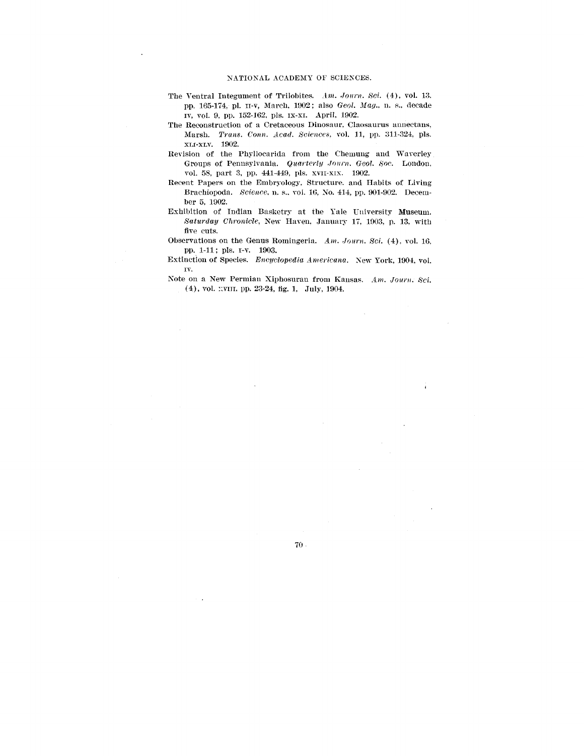The Ventral Integument of Trilobites. *Am. Journ. Sci.* (4), vol. 13, pp. 165-174, pl. II-V, March, 1902; also *Geol. Mag.*, n. s., decade IV, vol. 9, pp. 152-162, pls. IX-XI. April, 1902.

The Reconstruction of a Cretaceous Dinosaur, Claosaurus annectans, Marsh. *Trans. Conn. Acad. Sciences*, vol. 11, pp. 311-324, pls. XLI-XLV. 1902.

Revision of the Phyllocarida from the Chemung and Waverley Groups of Pennsylvania. *Quarterly Journ. Geol. Soc.* London, vol. 58, part 3, pp. 441-449, pls. XVII-XIX. 1902.

Recent Papers on the Embryology, Structure, and Habits of Living Brachiopoda. *Science*, n. s., vol. 16, No. 414, pp. 901-902. December 5, 1902.

Exhibition of Indian Basketry at the Yale University Museum. *Saturday Chronicle*, New Haven, January 17, 1903, p. 13, with five cuts.

Observations on the Genus Romingeria. *Am. Journ. Sci.* (4), vol. 16, pp. 1-11; pls. I-V. 1903.

Extinction of Species. *Encyclopedia Americana*. New York, 1904, vol. IV.

Note on a New Permian Xiphosuran from Kansas. *Am. Journ. Sci.* (4), vol. XVIII, pp. 23-24, fig. 1, July, 1904.